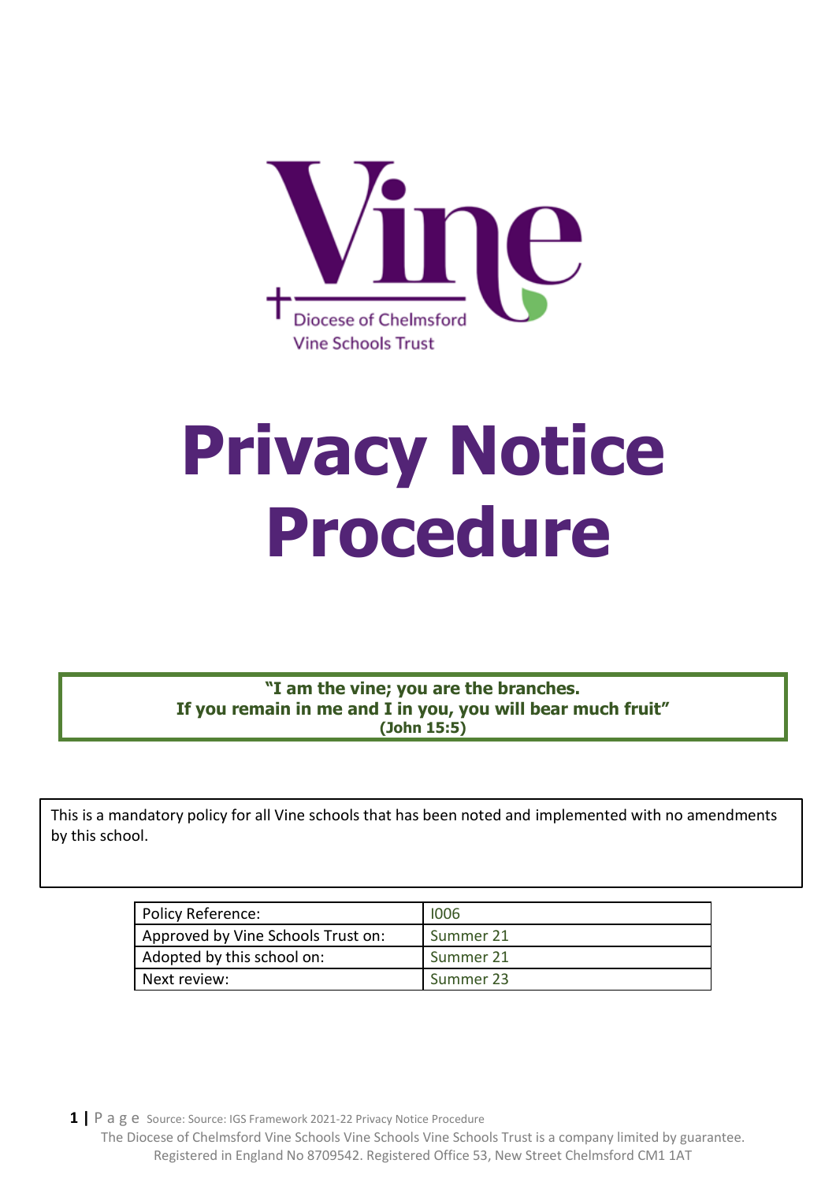Diocese of Chelmsford
Vine Schools Trust

# Privacy Notice Procedure

**"I am the vine; you are the branches.**
**If you remain in me and I in you, you will bear much fruit"**
**(John 15:5)**

This is a mandatory policy for all Vine schools that has been noted and implemented with no amendments by this school.

| Policy Reference: | I006 |
|---|---|
| Approved by Vine Schools Trust on: | Summer 21 |
| Adopted by this school on: | Summer 21 |
| Next review: | Summer 23 |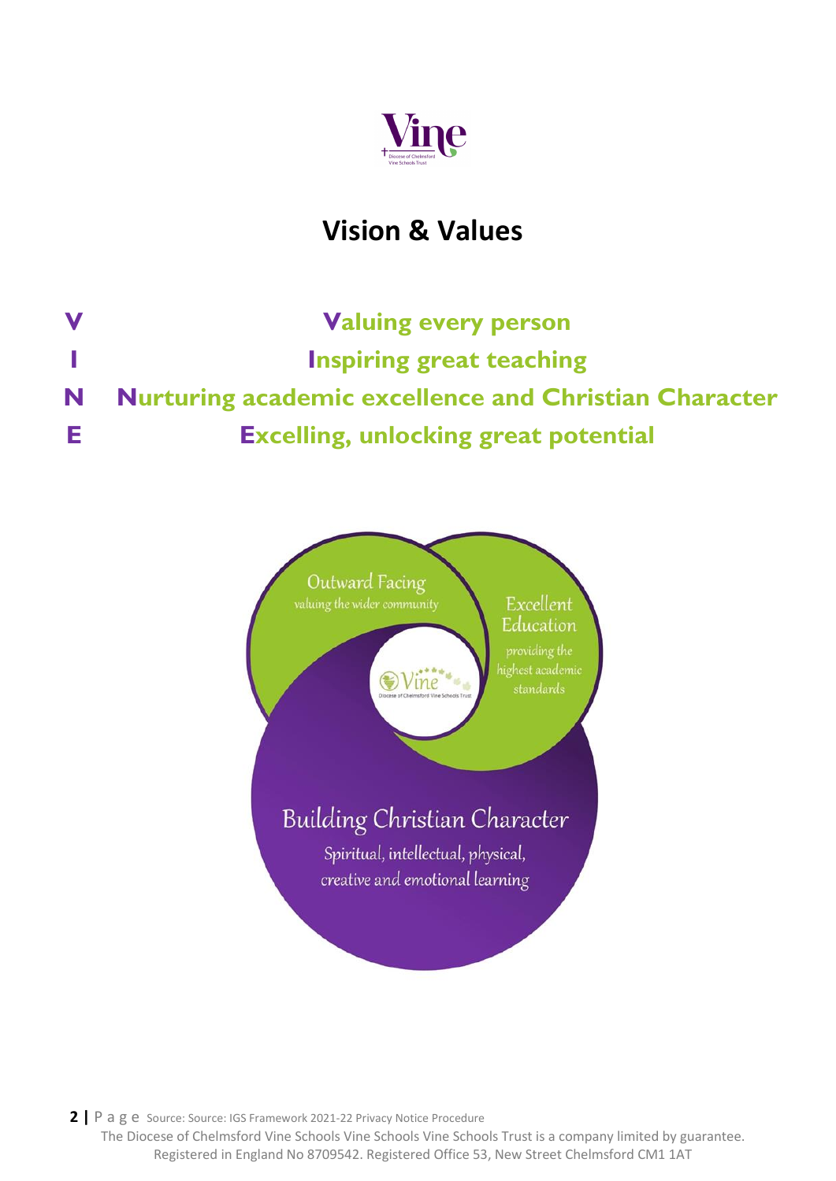# Vision & Values

**V** **Valuing every person**

**I** **Inspiring great teaching**

**N** **Nurturing academic excellence and Christian Character**

**E** **Excelling, unlocking great potential**

Outward Facing
valuing the wider community

Excellent Education
providing the highest academic standards

Building Christian Character
Spiritual, intellectual, physical, creative and emotional learning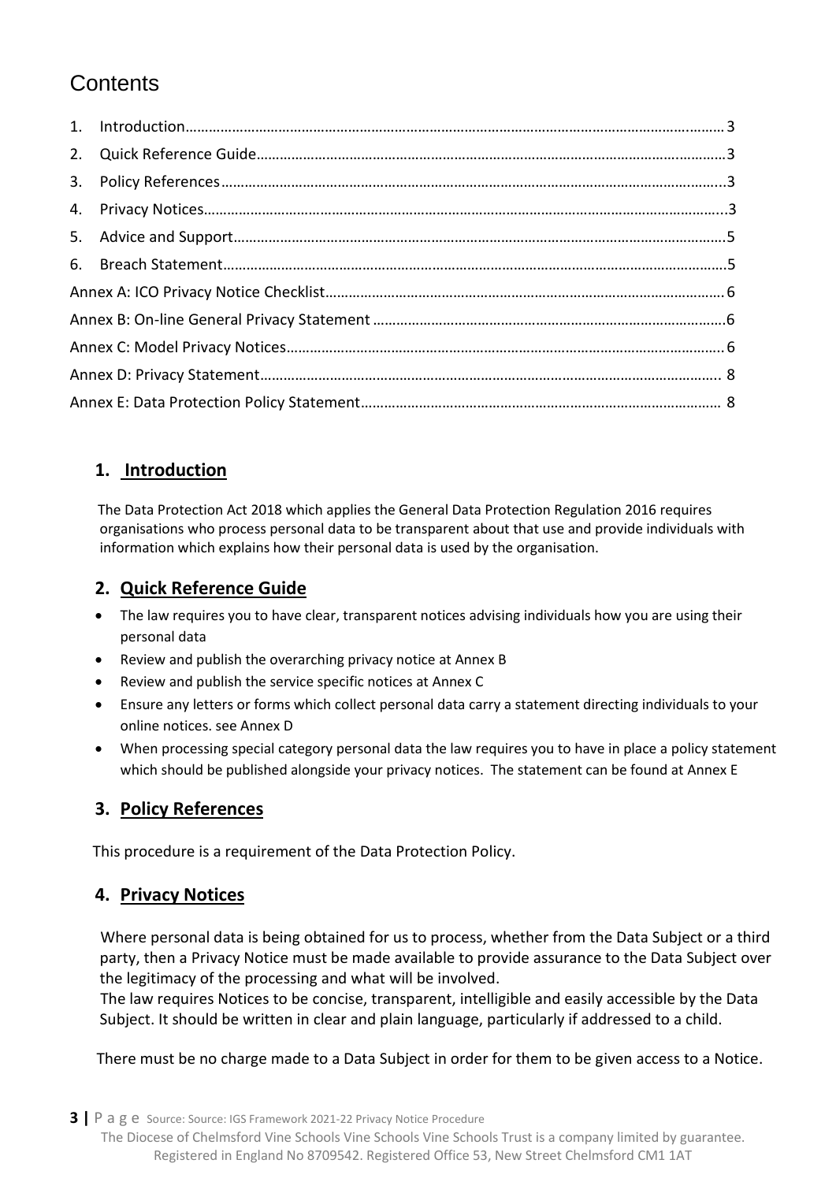# Contents

1. Introduction……………………………………………………………………………………………………………………… 3
2. Quick Reference Guide……………………………………………………………………………………………………3
3. Policy References…………………………………………………………………………………………………………...3
4. Privacy Notices……………………………………………………………………………………………………………...3
5. Advice and Support………………………………………………………………………………………………………5
6. Breach Statement…………………………………………………………………………………………………………5

Annex A: ICO Privacy Notice Checklist…………………………………………………………………………………6
Annex B: On-line General Privacy Statement ……………………………………………………………………6
Annex C: Model Privacy Notices……………………………………………………………………………………6
Annex D: Privacy Statement………………………………………………………………………………………… 8
Annex E: Data Protection Policy Statement…………………………………………………………………… 8

## 1. Introduction

The Data Protection Act 2018 which applies the General Data Protection Regulation 2016 requires organisations who process personal data to be transparent about that use and provide individuals with information which explains how their personal data is used by the organisation.

## 2. Quick Reference Guide

- The law requires you to have clear, transparent notices advising individuals how you are using their personal data
- Review and publish the overarching privacy notice at Annex B
- Review and publish the service specific notices at Annex C
- Ensure any letters or forms which collect personal data carry a statement directing individuals to your online notices. see Annex D
- When processing special category personal data the law requires you to have in place a policy statement which should be published alongside your privacy notices. The statement can be found at Annex E

## 3. Policy References

This procedure is a requirement of the Data Protection Policy.

## 4. Privacy Notices

Where personal data is being obtained for us to process, whether from the Data Subject or a third party, then a Privacy Notice must be made available to provide assurance to the Data Subject over the legitimacy of the processing and what will be involved.
The law requires Notices to be concise, transparent, intelligible and easily accessible by the Data Subject. It should be written in clear and plain language, particularly if addressed to a child.

There must be no charge made to a Data Subject in order for them to be given access to a Notice.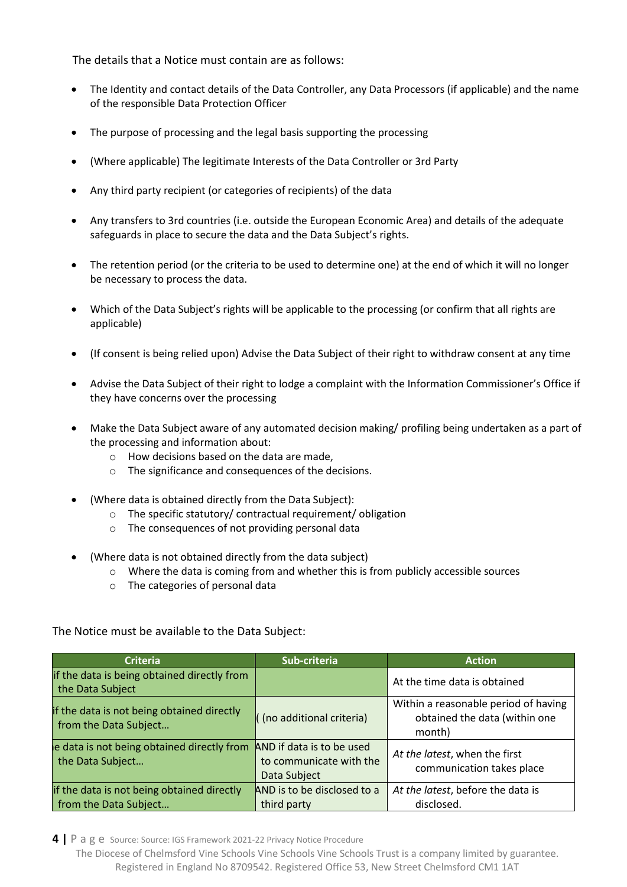The details that a Notice must contain are as follows:

- The Identity and contact details of the Data Controller, any Data Processors (if applicable) and the name of the responsible Data Protection Officer
- The purpose of processing and the legal basis supporting the processing
- (Where applicable) The legitimate Interests of the Data Controller or 3rd Party
- Any third party recipient (or categories of recipients) of the data
- Any transfers to 3rd countries (i.e. outside the European Economic Area) and details of the adequate safeguards in place to secure the data and the Data Subject's rights.
- The retention period (or the criteria to be used to determine one) at the end of which it will no longer be necessary to process the data.
- Which of the Data Subject's rights will be applicable to the processing (or confirm that all rights are applicable)
- (If consent is being relied upon) Advise the Data Subject of their right to withdraw consent at any time
- Advise the Data Subject of their right to lodge a complaint with the Information Commissioner's Office if they have concerns over the processing
- Make the Data Subject aware of any automated decision making/ profiling being undertaken as a part of the processing and information about:
    - How decisions based on the data are made,
    - The significance and consequences of the decisions.
- (Where data is obtained directly from the Data Subject):
    - The specific statutory/ contractual requirement/ obligation
    - The consequences of not providing personal data
- (Where data is not obtained directly from the data subject)
    - Where the data is coming from and whether this is from publicly accessible sources
    - The categories of personal data

The Notice must be available to the Data Subject:

| Criteria | Sub-criteria | Action |
|---|---|---|
| if the data is being obtained directly from the Data Subject | | At the time data is obtained |
| if the data is not being obtained directly from the Data Subject… | ( (no additional criteria) | Within a reasonable period of having obtained the data (within one month) |
| ie data is not being obtained directly from the Data Subject… | AND if data is to be used to communicate with the Data Subject | *At the latest*, when the first communication takes place |
| if the data is not being obtained directly from the Data Subject… | AND is to be disclosed to a third party | *At the latest*, before the data is disclosed. |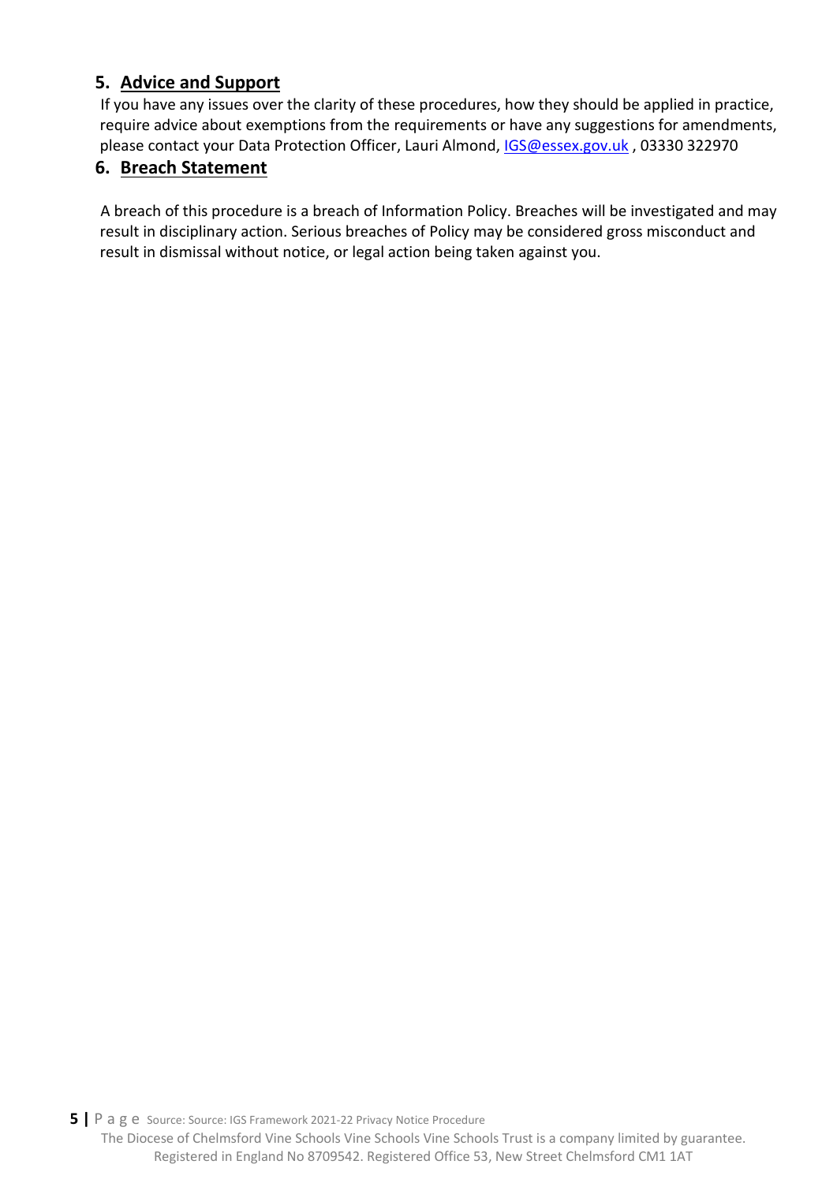## 5. Advice and Support

If you have any issues over the clarity of these procedures, how they should be applied in practice, require advice about exemptions from the requirements or have any suggestions for amendments, please contact your Data Protection Officer, Lauri Almond, IGS@essex.gov.uk , 03330 322970

## 6. Breach Statement

A breach of this procedure is a breach of Information Policy. Breaches will be investigated and may result in disciplinary action. Serious breaches of Policy may be considered gross misconduct and result in dismissal without notice, or legal action being taken against you.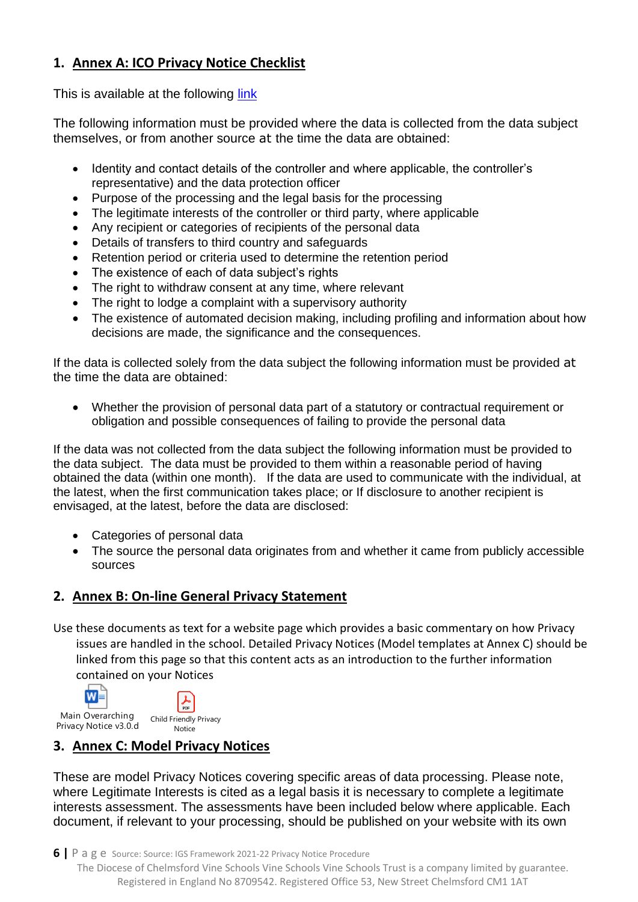## 1. Annex A: ICO Privacy Notice Checklist

This is available at the following link

The following information must be provided where the data is collected from the data subject themselves, or from another source at the time the data are obtained:

- Identity and contact details of the controller and where applicable, the controller's representative) and the data protection officer
- Purpose of the processing and the legal basis for the processing
- The legitimate interests of the controller or third party, where applicable
- Any recipient or categories of recipients of the personal data
- Details of transfers to third country and safeguards
- Retention period or criteria used to determine the retention period
- The existence of each of data subject's rights
- The right to withdraw consent at any time, where relevant
- The right to lodge a complaint with a supervisory authority
- The existence of automated decision making, including profiling and information about how decisions are made, the significance and the consequences.

If the data is collected solely from the data subject the following information must be provided at the time the data are obtained:

- Whether the provision of personal data part of a statutory or contractual requirement or obligation and possible consequences of failing to provide the personal data

If the data was not collected from the data subject the following information must be provided to the data subject. The data must be provided to them within a reasonable period of having obtained the data (within one month). If the data are used to communicate with the individual, at the latest, when the first communication takes place; or If disclosure to another recipient is envisaged, at the latest, before the data are disclosed:

- Categories of personal data
- The source the personal data originates from and whether it came from publicly accessible sources

## 2. Annex B: On-line General Privacy Statement

Use these documents as text for a website page which provides a basic commentary on how Privacy issues are handled in the school. Detailed Privacy Notices (Model templates at Annex C) should be linked from this page so that this content acts as an introduction to the further information contained on your Notices

Main Overarching Privacy Notice v3.0.d

Child Friendly Privacy Notice

## 3. Annex C: Model Privacy Notices

These are model Privacy Notices covering specific areas of data processing. Please note, where Legitimate Interests is cited as a legal basis it is necessary to complete a legitimate interests assessment. The assessments have been included below where applicable. Each document, if relevant to your processing, should be published on your website with its own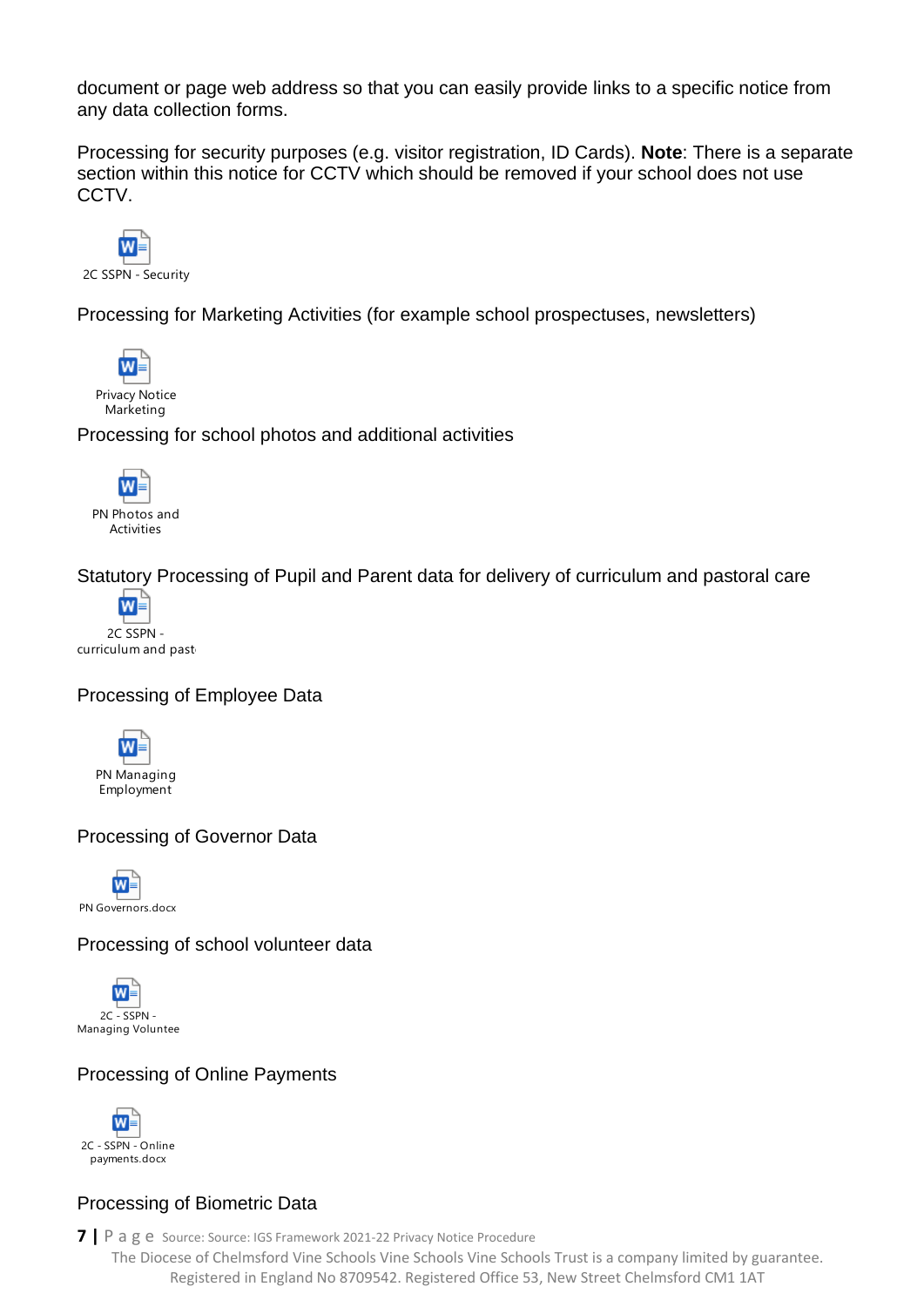document or page web address so that you can easily provide links to a specific notice from any data collection forms.

Processing for security purposes (e.g. visitor registration, ID Cards). **Note**: There is a separate section within this notice for CCTV which should be removed if your school does not use CCTV.

2C SSPN - Security

Processing for Marketing Activities (for example school prospectuses, newsletters)

Privacy Notice Marketing

Processing for school photos and additional activities

PN Photos and Activities

Statutory Processing of Pupil and Parent data for delivery of curriculum and pastoral care

2C SSPN - curriculum and past

Processing of Employee Data

PN Managing Employment

Processing of Governor Data

PN Governors.docx

Processing of school volunteer data

2C - SSPN - Managing Voluntee

Processing of Online Payments

2C - SSPN - Online payments.docx

Processing of Biometric Data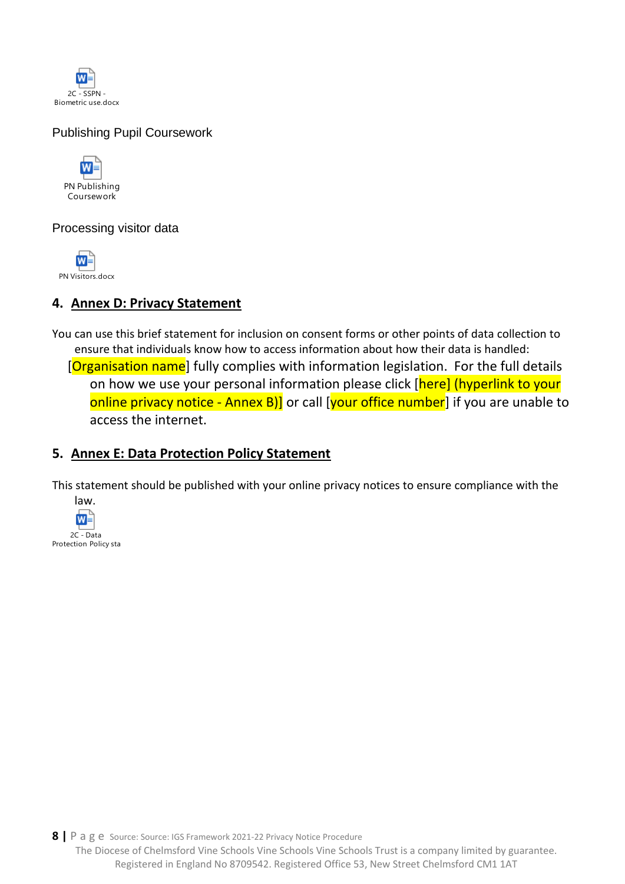2C - SSPN - Biometric use.docx

Publishing Pupil Coursework

PN Publishing Coursework

Processing visitor data

PN Visitors.docx

## 4. Annex D: Privacy Statement

You can use this brief statement for inclusion on consent forms or other points of data collection to ensure that individuals know how to access information about how their data is handled:

[Organisation name] fully complies with information legislation. For the full details on how we use your personal information please click [here] (hyperlink to your online privacy notice - Annex B)] or call [your office number] if you are unable to access the internet.

## 5. Annex E: Data Protection Policy Statement

This statement should be published with your online privacy notices to ensure compliance with the law.

2C - Data Protection Policy sta